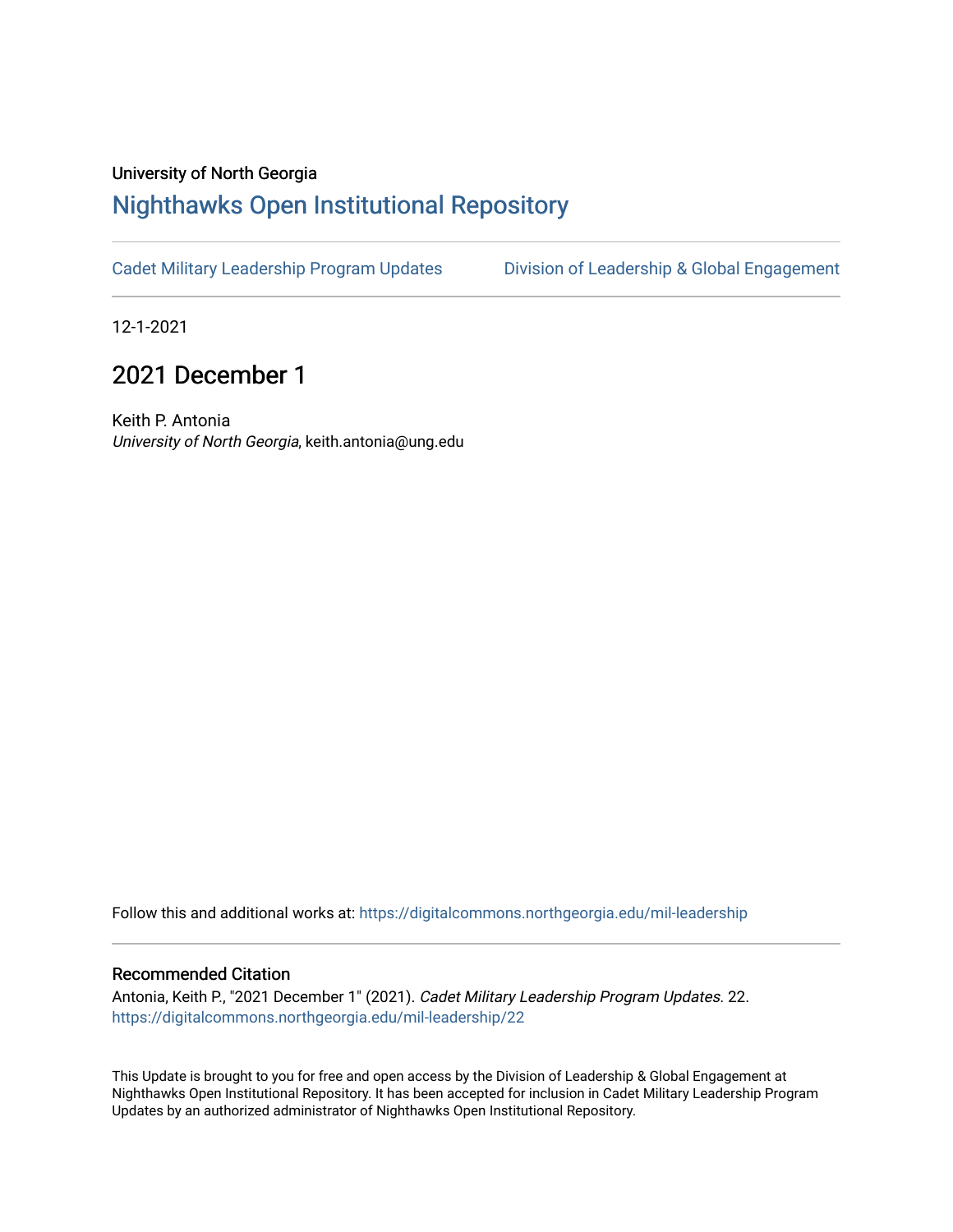University of North Georgia

# Nighthawks Open Institutional Repository

Cadet Military Leadership Program Updates | Division of Leadership & Global Engagement

12-1-2021

## 2021 December 1

Keith P. Antonia
*University of North Georgia*, keith.antonia@ung.edu

Follow this and additional works at: https://digitalcommons.northgeorgia.edu/mil-leadership

### Recommended Citation

Antonia, Keith P., "2021 December 1" (2021). *Cadet Military Leadership Program Updates*. 22.
https://digitalcommons.northgeorgia.edu/mil-leadership/22

This Update is brought to you for free and open access by the Division of Leadership & Global Engagement at Nighthawks Open Institutional Repository. It has been accepted for inclusion in Cadet Military Leadership Program Updates by an authorized administrator of Nighthawks Open Institutional Repository.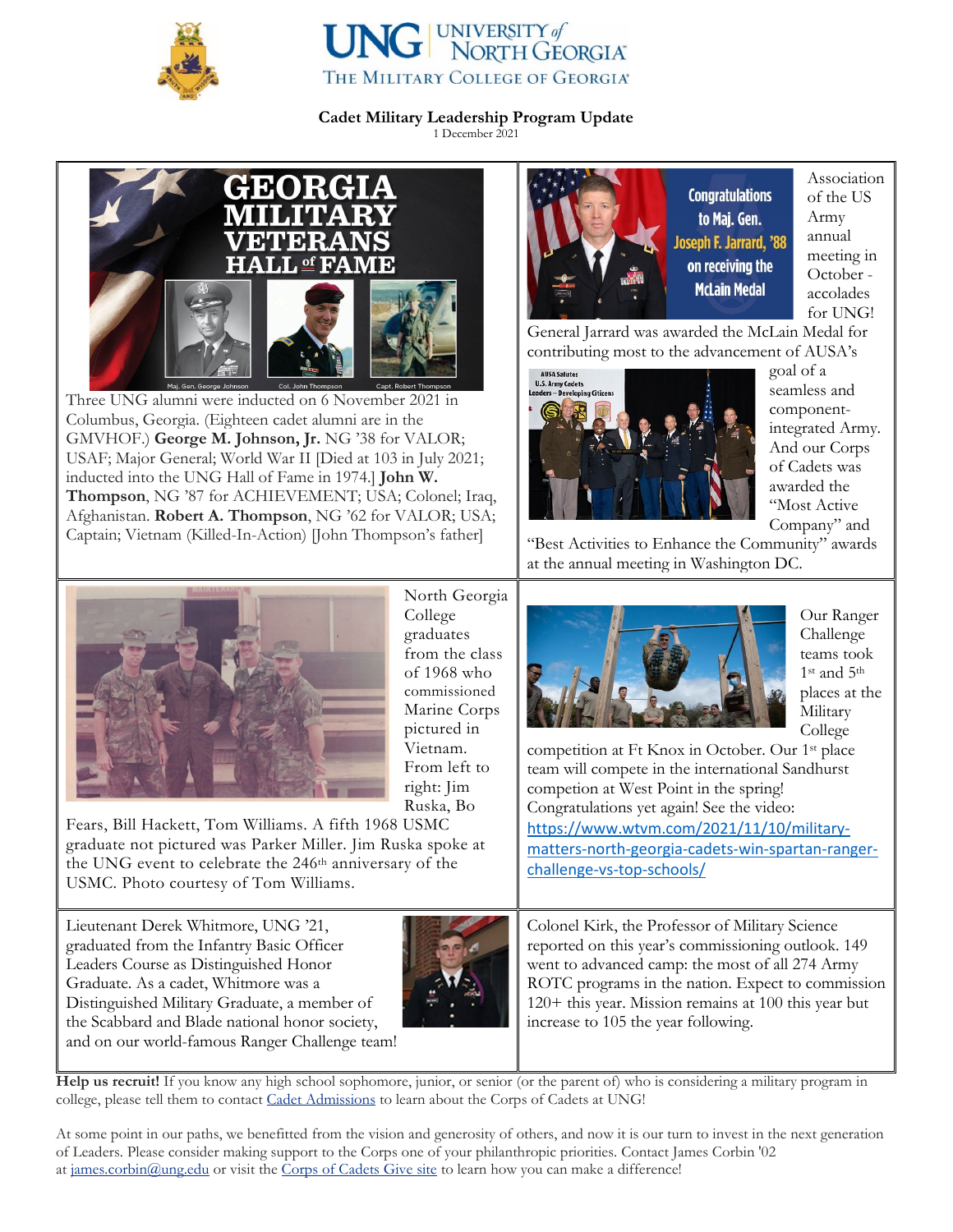**Cadet Military Leadership Program Update**
1 December 2021

Three UNG alumni were inducted on 6 November 2021 in Columbus, Georgia. (Eighteen cadet alumni are in the GMVHOF.) **George M. Johnson, Jr.** NG '38 for VALOR; USAF; Major General; World War II [Died at 103 in July 2021; inducted into the UNG Hall of Fame in 1974.] **John W. Thompson**, NG '87 for ACHIEVEMENT; USA; Colonel; Iraq, Afghanistan. **Robert A. Thompson**, NG '62 for VALOR; USA; Captain; Vietnam (Killed-In-Action) [John Thompson's father]

Association of the US Army annual meeting in October - accolades for UNG! General Jarrard was awarded the McLain Medal for contributing most to the advancement of AUSA's goal of a seamless and component-integrated Army. And our Corps of Cadets was awarded the "Most Active Company" and "Best Activities to Enhance the Community" awards at the annual meeting in Washington DC.

North Georgia College graduates from the class of 1968 who commissioned Marine Corps pictured in Vietnam. From left to right: Jim Ruska, Bo Fears, Bill Hackett, Tom Williams. A fifth 1968 USMC graduate not pictured was Parker Miller. Jim Ruska spoke at the UNG event to celebrate the 246th anniversary of the USMC. Photo courtesy of Tom Williams.

Our Ranger Challenge teams took 1st and 5th places at the Military College competition at Ft Knox in October. Our 1st place team will compete in the international Sandhurst competion at West Point in the spring! Congratulations yet again! See the video: https://www.wtvm.com/2021/11/10/military-matters-north-georgia-cadets-win-spartan-ranger-challenge-vs-top-schools/

Lieutenant Derek Whitmore, UNG '21, graduated from the Infantry Basic Officer Leaders Course as Distinguished Honor Graduate. As a cadet, Whitmore was a Distinguished Military Graduate, a member of the Scabbard and Blade national honor society, and on our world-famous Ranger Challenge team!

Colonel Kirk, the Professor of Military Science reported on this year's commissioning outlook. 149 went to advanced camp: the most of all 274 Army ROTC programs in the nation. Expect to commission 120+ this year. Mission remains at 100 this year but increase to 105 the year following.

**Help us recruit!** If you know any high school sophomore, junior, or senior (or the parent of) who is considering a military program in college, please tell them to contact Cadet Admissions to learn about the Corps of Cadets at UNG!

At some point in our paths, we benefitted from the vision and generosity of others, and now it is our turn to invest in the next generation of Leaders. Please consider making support to the Corps one of your philanthropic priorities. Contact James Corbin '02 at james.corbin@ung.edu or visit the Corps of Cadets Give site to learn how you can make a difference!